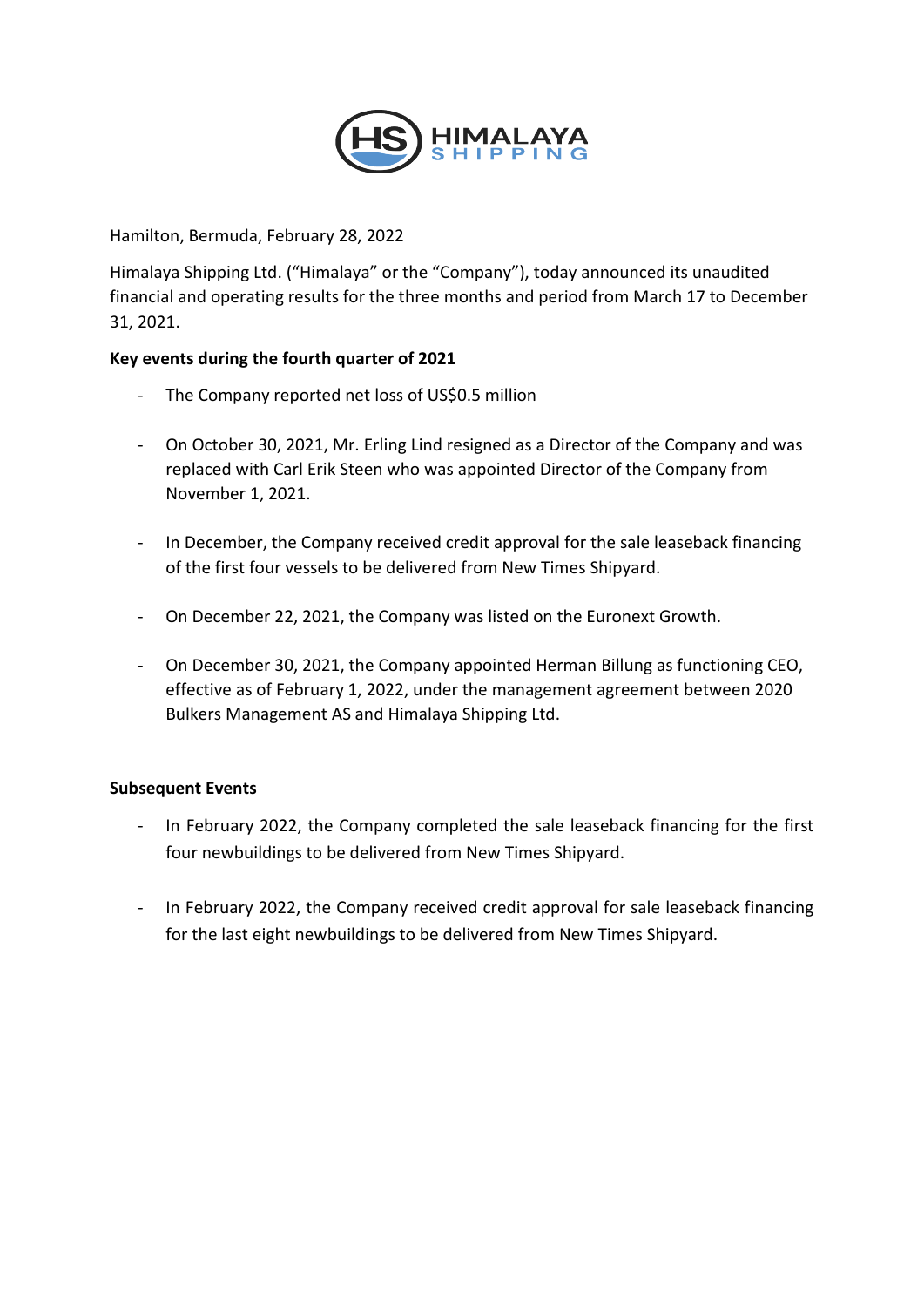Hamilton, Bermuda, February 28, 2022

Himalaya Shipping Ltd. ("Himalaya" or the "Company"), today announced its unaudited financial and operating results for the three months and period from March 17 to December 31, 2021.

**Key events during the fourth quarter of 2021**

- The Company reported net loss of US$0.5 million

- On October 30, 2021, Mr. Erling Lind resigned as a Director of the Company and was replaced with Carl Erik Steen who was appointed Director of the Company from November 1, 2021.

- In December, the Company received credit approval for the sale leaseback financing of the first four vessels to be delivered from New Times Shipyard.

- On December 22, 2021, the Company was listed on the Euronext Growth.

- On December 30, 2021, the Company appointed Herman Billung as functioning CEO, effective as of February 1, 2022, under the management agreement between 2020 Bulkers Management AS and Himalaya Shipping Ltd.

**Subsequent Events**

- In February 2022, the Company completed the sale leaseback financing for the first four newbuildings to be delivered from New Times Shipyard.

- In February 2022, the Company received credit approval for sale leaseback financing for the last eight newbuildings to be delivered from New Times Shipyard.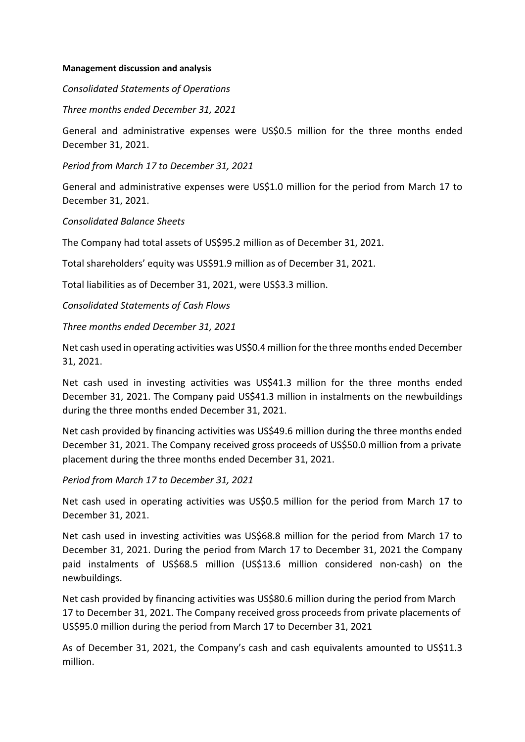**Management discussion and analysis**

*Consolidated Statements of Operations*

*Three months ended December 31, 2021*

General and administrative expenses were US$0.5 million for the three months ended December 31, 2021.

*Period from March 17 to December 31, 2021*

General and administrative expenses were US$1.0 million for the period from March 17 to December 31, 2021.

*Consolidated Balance Sheets*

The Company had total assets of US$95.2 million as of December 31, 2021.

Total shareholders' equity was US$91.9 million as of December 31, 2021.

Total liabilities as of December 31, 2021, were US$3.3 million.

*Consolidated Statements of Cash Flows*

*Three months ended December 31, 2021*

Net cash used in operating activities was US$0.4 million for the three months ended December 31, 2021.

Net cash used in investing activities was US$41.3 million for the three months ended December 31, 2021. The Company paid US$41.3 million in instalments on the newbuildings during the three months ended December 31, 2021.

Net cash provided by financing activities was US$49.6 million during the three months ended December 31, 2021. The Company received gross proceeds of US$50.0 million from a private placement during the three months ended December 31, 2021.

*Period from March 17 to December 31, 2021*

Net cash used in operating activities was US$0.5 million for the period from March 17 to December 31, 2021.

Net cash used in investing activities was US$68.8 million for the period from March 17 to December 31, 2021. During the period from March 17 to December 31, 2021 the Company paid instalments of US$68.5 million (US$13.6 million considered non-cash) on the newbuildings.

Net cash provided by financing activities was US$80.6 million during the period from March 17 to December 31, 2021. The Company received gross proceeds from private placements of US$95.0 million during the period from March 17 to December 31, 2021

As of December 31, 2021, the Company's cash and cash equivalents amounted to US$11.3 million.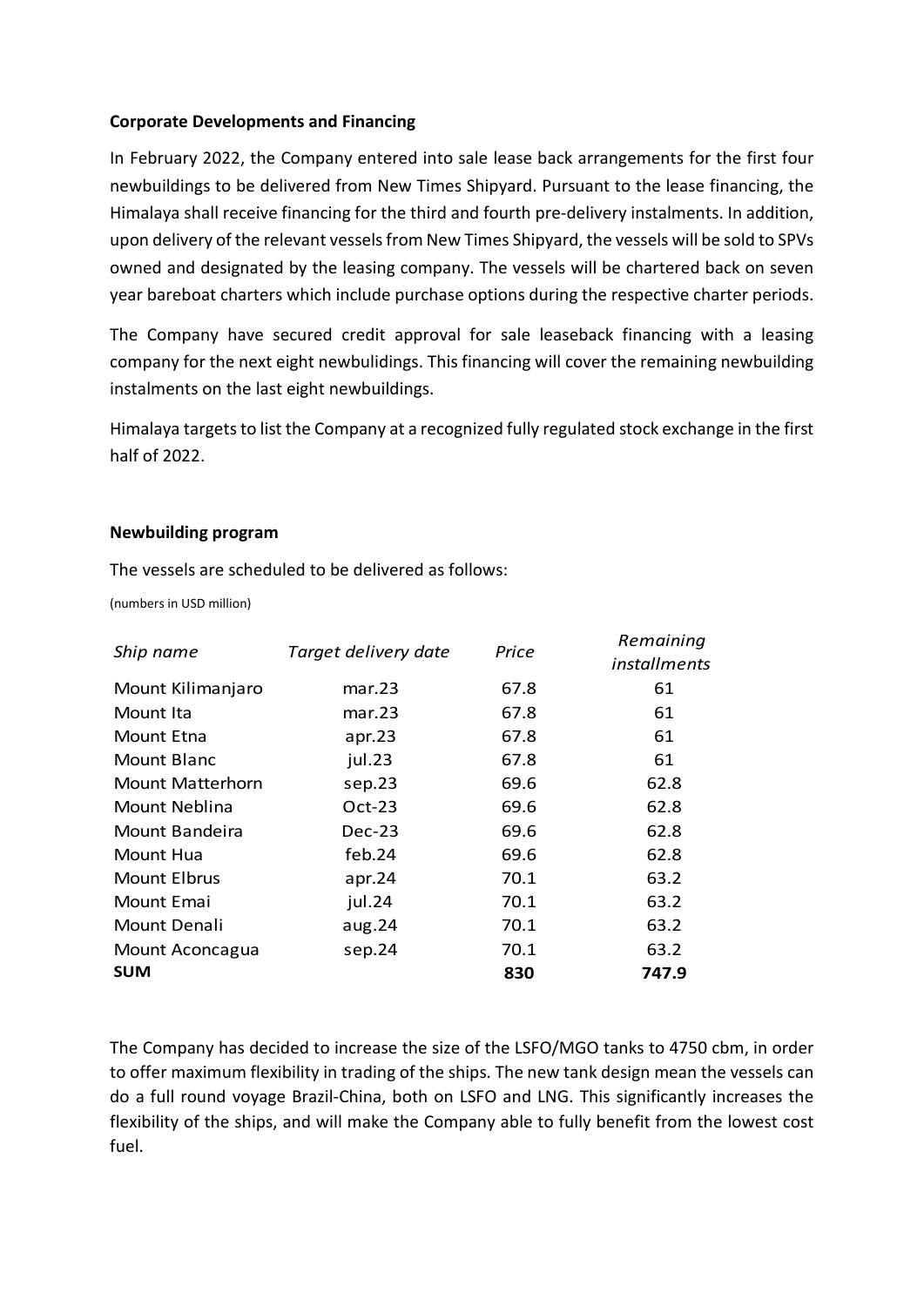**Corporate Developments and Financing**

In February 2022, the Company entered into sale lease back arrangements for the first four newbuildings to be delivered from New Times Shipyard. Pursuant to the lease financing, the Himalaya shall receive financing for the third and fourth pre-delivery instalments. In addition, upon delivery of the relevant vessels from New Times Shipyard, the vessels will be sold to SPVs owned and designated by the leasing company. The vessels will be chartered back on seven year bareboat charters which include purchase options during the respective charter periods.

The Company have secured credit approval for sale leaseback financing with a leasing company for the next eight newbulidings. This financing will cover the remaining newbuilding instalments on the last eight newbuildings.

Himalaya targets to list the Company at a recognized fully regulated stock exchange in the first half of 2022.

**Newbuilding program**

The vessels are scheduled to be delivered as follows:

(numbers in USD million)

| *Ship name* | *Target delivery date* | *Price* | *Remaining installments* |
|---|---|---|---|
| Mount Kilimanjaro | mar.23 | 67.8 | 61 |
| Mount Ita | mar.23 | 67.8 | 61 |
| Mount Etna | apr.23 | 67.8 | 61 |
| Mount Blanc | jul.23 | 67.8 | 61 |
| Mount Matterhorn | sep.23 | 69.6 | 62.8 |
| Mount Neblina | Oct-23 | 69.6 | 62.8 |
| Mount Bandeira | Dec-23 | 69.6 | 62.8 |
| Mount Hua | feb.24 | 69.6 | 62.8 |
| Mount Elbrus | apr.24 | 70.1 | 63.2 |
| Mount Emai | jul.24 | 70.1 | 63.2 |
| Mount Denali | aug.24 | 70.1 | 63.2 |
| Mount Aconcagua | sep.24 | 70.1 | 63.2 |
| **SUM** | | **830** | **747.9** |

The Company has decided to increase the size of the LSFO/MGO tanks to 4750 cbm, in order to offer maximum flexibility in trading of the ships. The new tank design mean the vessels can do a full round voyage Brazil-China, both on LSFO and LNG. This significantly increases the flexibility of the ships, and will make the Company able to fully benefit from the lowest cost fuel.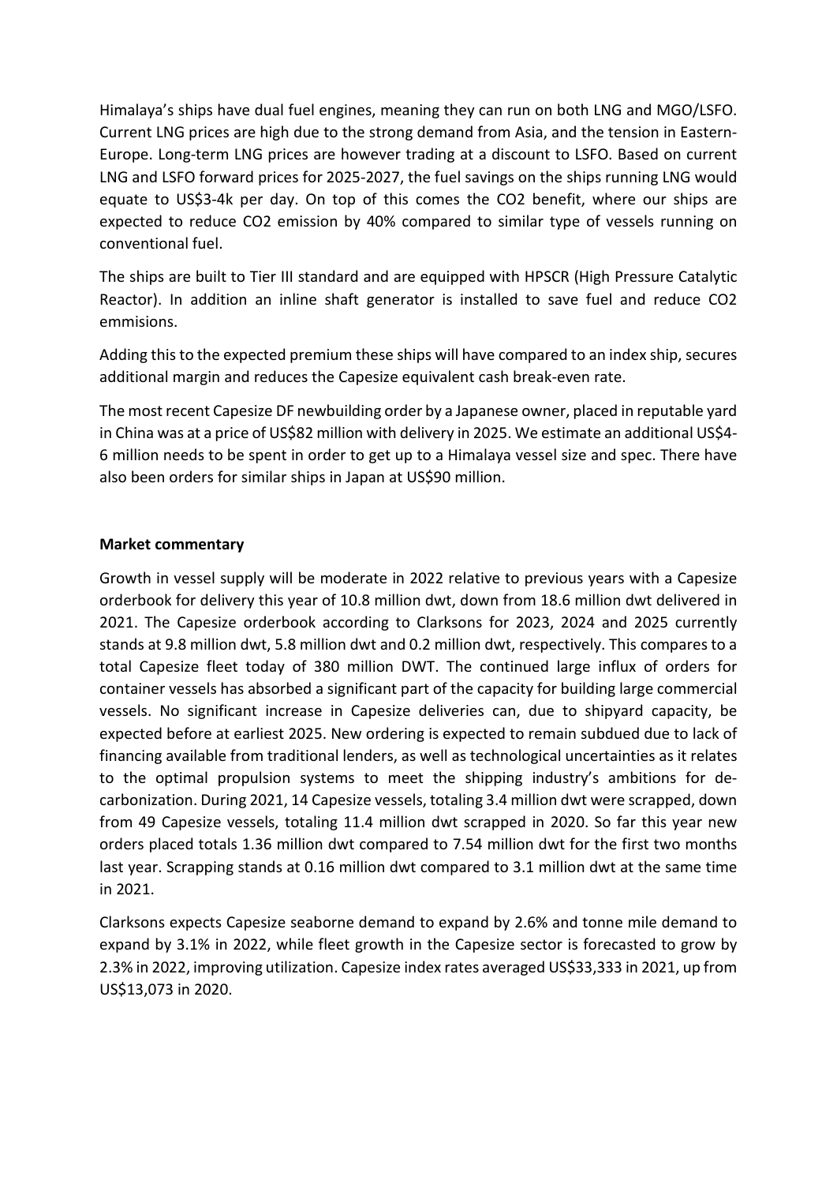Himalaya's ships have dual fuel engines, meaning they can run on both LNG and MGO/LSFO. Current LNG prices are high due to the strong demand from Asia, and the tension in Eastern-Europe. Long-term LNG prices are however trading at a discount to LSFO. Based on current LNG and LSFO forward prices for 2025-2027, the fuel savings on the ships running LNG would equate to US$3-4k per day. On top of this comes the $CO_2$ benefit, where our ships are expected to reduce $CO_2$ emission by 40% compared to similar type of vessels running on conventional fuel.

The ships are built to Tier III standard and are equipped with HPSCR (High Pressure Catalytic Reactor). In addition an inline shaft generator is installed to save fuel and reduce $CO_2$ emmisions.

Adding this to the expected premium these ships will have compared to an index ship, secures additional margin and reduces the Capesize equivalent cash break-even rate.

The most recent Capesize DF newbuilding order by a Japanese owner, placed in reputable yard in China was at a price of US$82 million with delivery in 2025. We estimate an additional US$4-6 million needs to be spent in order to get up to a Himalaya vessel size and spec. There have also been orders for similar ships in Japan at US$90 million.

**Market commentary**

Growth in vessel supply will be moderate in 2022 relative to previous years with a Capesize orderbook for delivery this year of 10.8 million dwt, down from 18.6 million dwt delivered in 2021. The Capesize orderbook according to Clarksons for 2023, 2024 and 2025 currently stands at 9.8 million dwt, 5.8 million dwt and 0.2 million dwt, respectively. This compares to a total Capesize fleet today of 380 million DWT. The continued large influx of orders for container vessels has absorbed a significant part of the capacity for building large commercial vessels. No significant increase in Capesize deliveries can, due to shipyard capacity, be expected before at earliest 2025. New ordering is expected to remain subdued due to lack of financing available from traditional lenders, as well as technological uncertainties as it relates to the optimal propulsion systems to meet the shipping industry's ambitions for de-carbonization. During 2021, 14 Capesize vessels, totaling 3.4 million dwt were scrapped, down from 49 Capesize vessels, totaling 11.4 million dwt scrapped in 2020. So far this year new orders placed totals 1.36 million dwt compared to 7.54 million dwt for the first two months last year. Scrapping stands at 0.16 million dwt compared to 3.1 million dwt at the same time in 2021.

Clarksons expects Capesize seaborne demand to expand by 2.6% and tonne mile demand to expand by 3.1% in 2022, while fleet growth in the Capesize sector is forecasted to grow by 2.3% in 2022, improving utilization. Capesize index rates averaged US$33,333 in 2021, up from US$13,073 in 2020.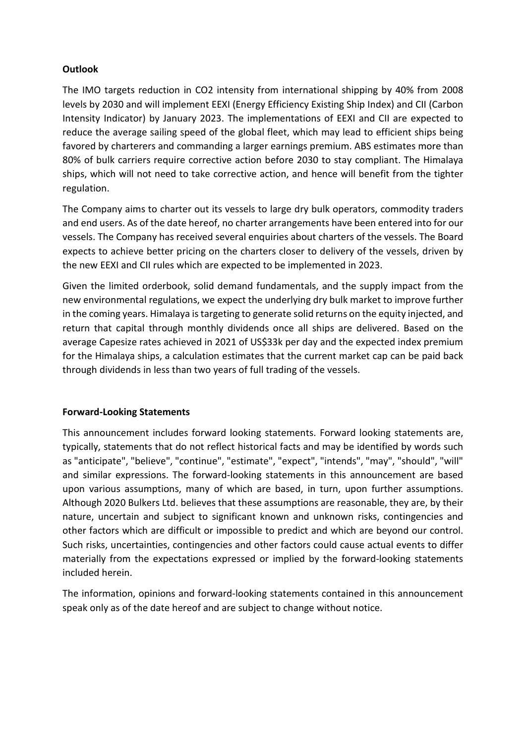**Outlook**

The IMO targets reduction in $CO_2$ intensity from international shipping by 40% from 2008 levels by 2030 and will implement EEXI (Energy Efficiency Existing Ship Index) and CII (Carbon Intensity Indicator) by January 2023. The implementations of EEXI and CII are expected to reduce the average sailing speed of the global fleet, which may lead to efficient ships being favored by charterers and commanding a larger earnings premium. ABS estimates more than 80% of bulk carriers require corrective action before 2030 to stay compliant. The Himalaya ships, which will not need to take corrective action, and hence will benefit from the tighter regulation.

The Company aims to charter out its vessels to large dry bulk operators, commodity traders and end users. As of the date hereof, no charter arrangements have been entered into for our vessels. The Company has received several enquiries about charters of the vessels. The Board expects to achieve better pricing on the charters closer to delivery of the vessels, driven by the new EEXI and CII rules which are expected to be implemented in 2023.

Given the limited orderbook, solid demand fundamentals, and the supply impact from the new environmental regulations, we expect the underlying dry bulk market to improve further in the coming years. Himalaya is targeting to generate solid returns on the equity injected, and return that capital through monthly dividends once all ships are delivered. Based on the average Capesize rates achieved in 2021 of US$33k per day and the expected index premium for the Himalaya ships, a calculation estimates that the current market cap can be paid back through dividends in less than two years of full trading of the vessels.

**Forward-Looking Statements**

This announcement includes forward looking statements. Forward looking statements are, typically, statements that do not reflect historical facts and may be identified by words such as "anticipate", "believe", "continue", "estimate", "expect", "intends", "may", "should", "will" and similar expressions. The forward-looking statements in this announcement are based upon various assumptions, many of which are based, in turn, upon further assumptions. Although 2020 Bulkers Ltd. believes that these assumptions are reasonable, they are, by their nature, uncertain and subject to significant known and unknown risks, contingencies and other factors which are difficult or impossible to predict and which are beyond our control. Such risks, uncertainties, contingencies and other factors could cause actual events to differ materially from the expectations expressed or implied by the forward-looking statements included herein.

The information, opinions and forward-looking statements contained in this announcement speak only as of the date hereof and are subject to change without notice.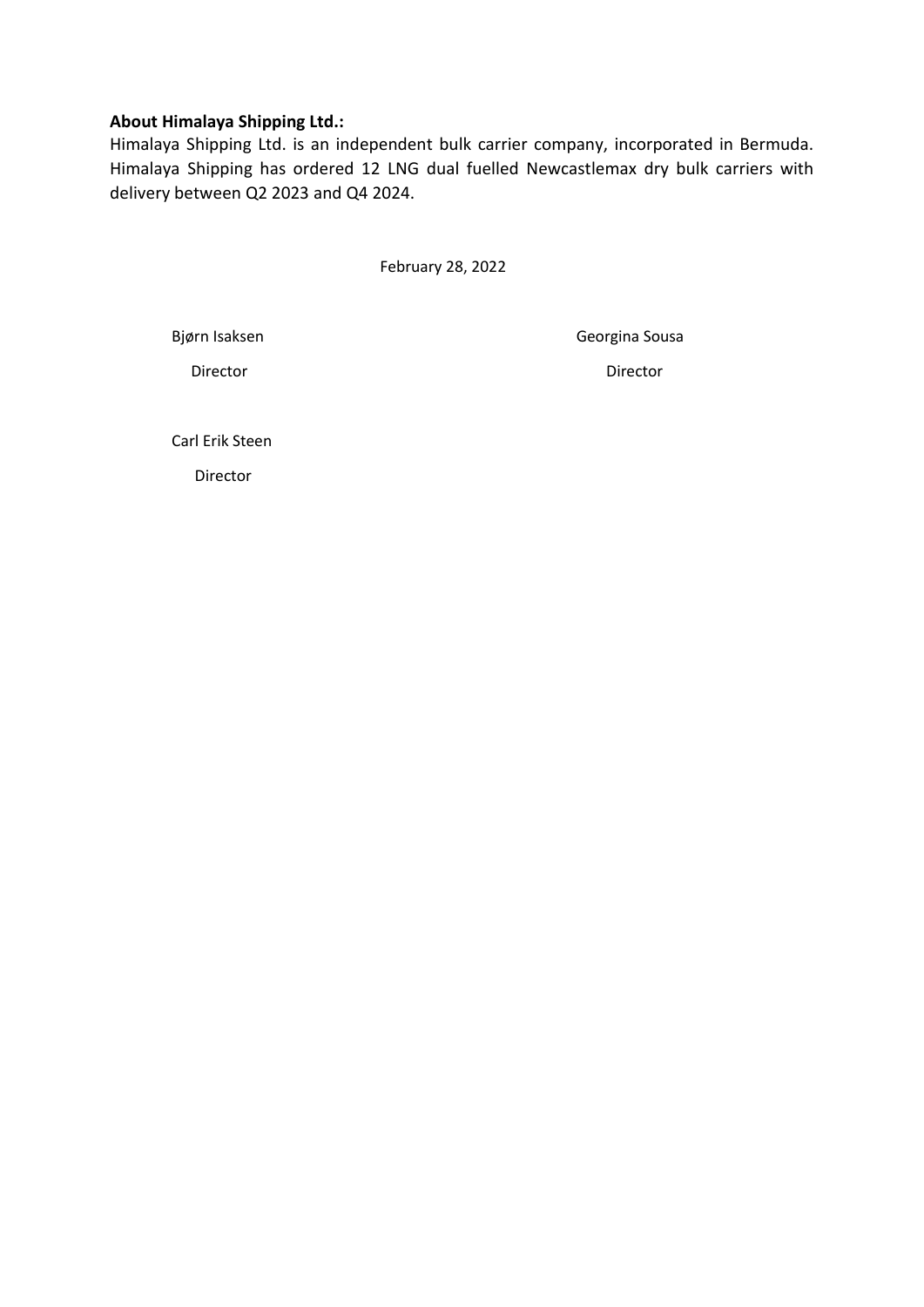**About Himalaya Shipping Ltd.:**

Himalaya Shipping Ltd. is an independent bulk carrier company, incorporated in Bermuda. Himalaya Shipping has ordered 12 LNG dual fuelled Newcastlemax dry bulk carriers with delivery between Q2 2023 and Q4 2024.

February 28, 2022

Bjørn Isaksen
Director

Georgina Sousa
Director

Carl Erik Steen
Director